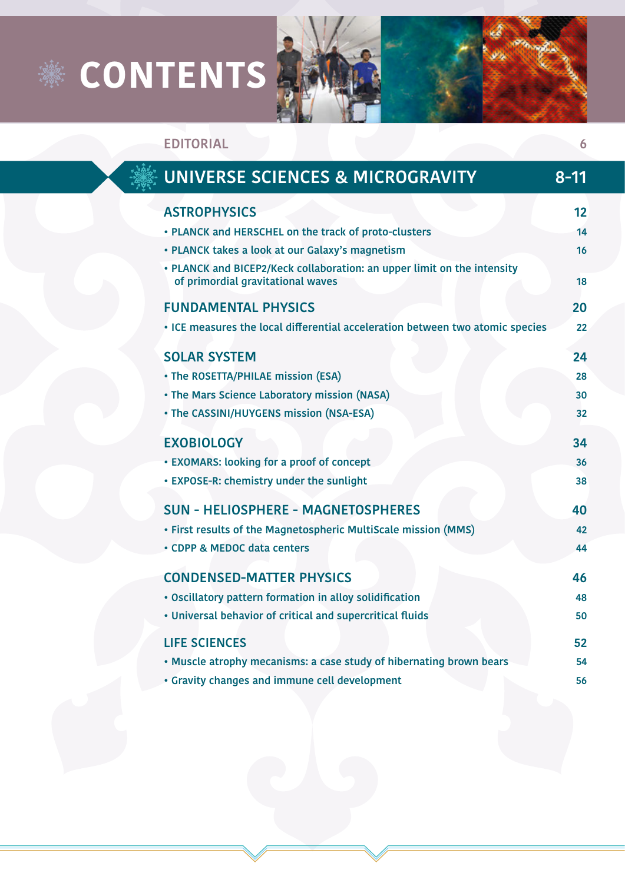# CONTENTS

| | |
|---|---|
| EDITORIAL | 6 |
| **UNIVERSE SCIENCES & MICROGRAVITY** | **8-11** |
| **ASTROPHYSICS** | **12** |
| • PLANCK and HERSCHEL on the track of proto-clusters | 14 |
| • PLANCK takes a look at our Galaxy's magnetism | 16 |
| • PLANCK and BICEP2/Keck collaboration: an upper limit on the intensity of primordial gravitational waves | 18 |
| **FUNDAMENTAL PHYSICS** | **20** |
| • ICE measures the local differential acceleration between two atomic species | 22 |
| **SOLAR SYSTEM** | **24** |
| • The ROSETTA/PHILAE mission (ESA) | 28 |
| • The Mars Science Laboratory mission (NASA) | 30 |
| • The CASSINI/HUYGENS mission (NSA-ESA) | 32 |
| **EXOBIOLOGY** | **34** |
| • EXOMARS: looking for a proof of concept | 36 |
| • EXPOSE-R: chemistry under the sunlight | 38 |
| **SUN - HELIOSPHERE - MAGNETOSPHERES** | **40** |
| • First results of the Magnetospheric MultiScale mission (MMS) | 42 |
| • CDPP & MEDOC data centers | 44 |
| **CONDENSED-MATTER PHYSICS** | **46** |
| • Oscillatory pattern formation in alloy solidification | 48 |
| • Universal behavior of critical and supercritical fluids | 50 |
| **LIFE SCIENCES** | **52** |
| • Muscle atrophy mecanisms: a case study of hibernating brown bears | 54 |
| • Gravity changes and immune cell development | 56 |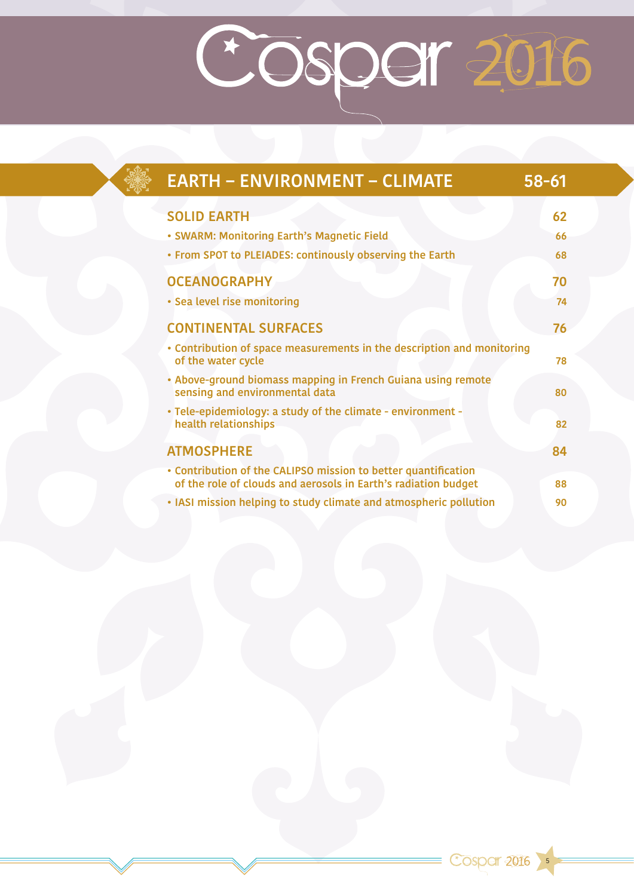## EARTH – ENVIRONMENT – CLIMATE 58-61

### SOLID EARTH 62

- SWARM: Monitoring Earth's Magnetic Field 66
- From SPOT to PLEIADES: continously observing the Earth 68

### OCEANOGRAPHY 70

- Sea level rise monitoring 74

### CONTINENTAL SURFACES 76

- Contribution of space measurements in the description and monitoring of the water cycle 78
- Above-ground biomass mapping in French Guiana using remote sensing and environmental data 80
- Tele-epidemiology: a study of the climate - environment - health relationships 82

### ATMOSPHERE 84

- Contribution of the CALIPSO mission to better quantification of the role of clouds and aerosols in Earth's radiation budget 88
- IASI mission helping to study climate and atmospheric pollution 90